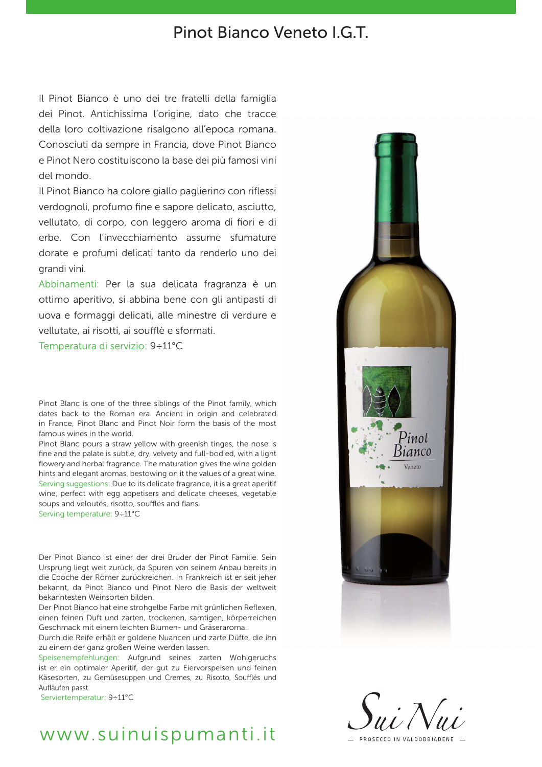# Pinot Bianco Veneto I.G.T.

Il Pinot Bianco è uno dei tre fratelli della famiglia dei Pinot. Antichissima l'origine, dato che tracce della loro coltivazione risalgono all'epoca romana. Conosciuti da sempre in Francia, dove Pinot Bianco e Pinot Nero costituiscono la base dei più famosi vini del mondo.

Il Pinot Bianco ha colore giallo paglierino con riflessi verdognoli, profumo fine e sapore delicato, asciutto, vellutato, di corpo, con leggero aroma di fiori e di erbe. Con l'invecchiamento assume sfumature dorate e profumi delicati tanto da renderlo uno dei grandi vini.

Abbinamenti: Per la sua delicata fragranza è un ottimo aperitivo, si abbina bene con gli antipasti di uova e formaggi delicati, alle minestre di verdure e vellutate, ai risotti, ai soufflè e sformati.

Temperatura di servizio: 9÷11°C

Pinot Blanc is one of the three siblings of the Pinot family, which dates back to the Roman era. Ancient in origin and celebrated in France, Pinot Blanc and Pinot Noir form the basis of the most famous wines in the world.

Pinot Blanc pours a straw yellow with greenish tinges, the nose is fine and the palate is subtle, dry, velvety and full-bodied, with a light flowery and herbal fragrance. The maturation gives the wine golden hints and elegant aromas, bestowing on it the values of a great wine.

Serving suggestions: Due to its delicate fragrance, it is a great aperitif wine, perfect with egg appetisers and delicate cheeses, vegetable soups and veloutés, risotto, soufflés and flans.

Serving temperature: 9÷11°C

Der Pinot Bianco ist einer der drei Brüder der Pinot Familie. Sein Ursprung liegt weit zurück, da Spuren von seinem Anbau bereits in die Epoche der Römer zurückreichen. In Frankreich ist er seit jeher bekannt, da Pinot Bianco und Pinot Nero die Basis der weltweit bekanntesten Weinsorten bilden.

Der Pinot Bianco hat eine strohgelbe Farbe mit grünlichen Reflexen, einen feinen Duft und zarten, trockenen, samtigen, körperreichen Geschmack mit einem leichten Blumen- und Gräseraroma.

Durch die Reife erhält er goldene Nuancen und zarte Düfte, die ihn zu einem der ganz großen Weine werden lassen.

Speisenempfehlungen: Aufgrund seines zarten Wohlgeruchs ist er ein optimaler Aperitif, der gut zu Eiervorspeisen und feinen Käsesorten, zu Gemüsesuppen und Cremes, zu Risotto, Soufflés und Aufläufen passt.

Serviertemperatur: 9÷11°C

www.suinuispumanti.it

Sui Nui

— PROSECCO IN VALDOBBIADENE —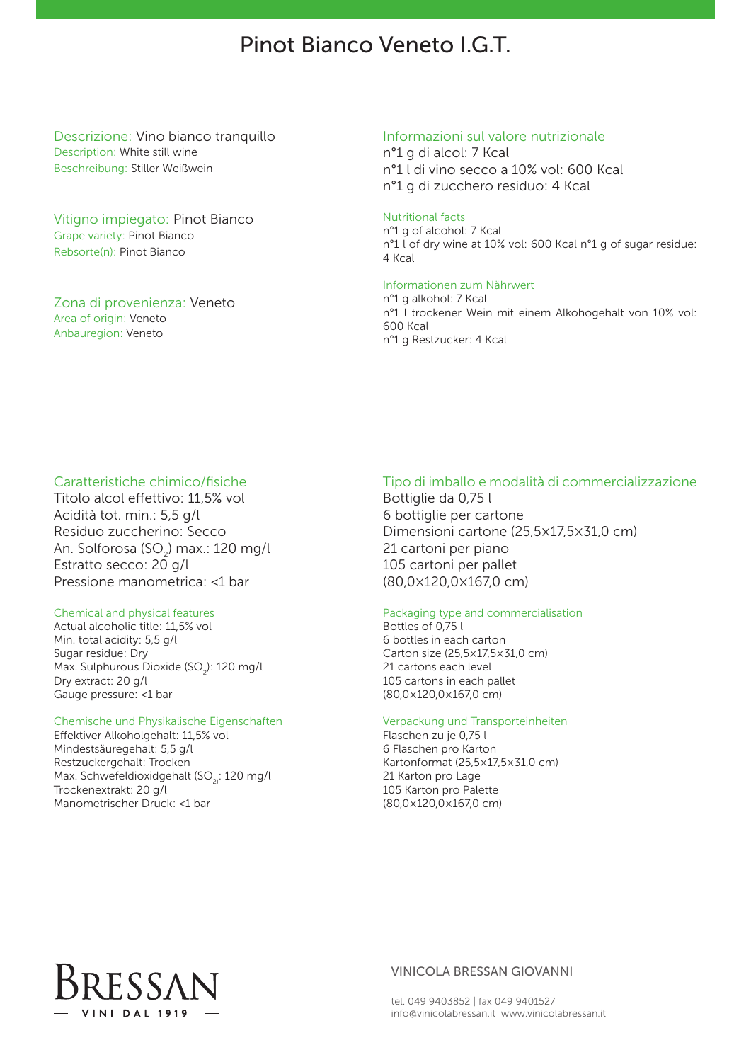# Pinot Bianco Veneto I.G.T.

**Descrizione:** Vino bianco tranquillo
Description: White still wine
Beschreibung: Stiller Weißwein

**Vitigno impiegato:** Pinot Bianco
Grape variety: Pinot Bianco
Rebsorte(n): Pinot Bianco

**Zona di provenienza:** Veneto
Area of origin: Veneto
Anbauregion: Veneto

## Informazioni sul valore nutrizionale

n°1 g di alcol: 7 Kcal
n°1 l di vino secco a 10% vol: 600 Kcal
n°1 g di zucchero residuo: 4 Kcal

### Nutritional facts

n°1 g of alcohol: 7 Kcal
n°1 l of dry wine at 10% vol: 600 Kcal n°1 g of sugar residue: 4 Kcal

### Informationen zum Nährwert

n°1 g alkohol: 7 Kcal
n°1 l trockener Wein mit einem Alkohogehalt von 10% vol: 600 Kcal
n°1 g Restzucker: 4 Kcal

---

## Caratteristiche chimico/fisiche

Titolo alcol effettivo: 11,5% vol
Acidità tot. min.: 5,5 g/l
Residuo zuccherino: Secco
An. Solforosa ($SO_2$) max.: 120 mg/l
Estratto secco: 20 g/l
Pressione manometrica: <1 bar

### Chemical and physical features

Actual alcoholic title: 11,5% vol
Min. total acidity: 5,5 g/l
Sugar residue: Dry
Max. Sulphurous Dioxide ($SO_2$): 120 mg/l
Dry extract: 20 g/l
Gauge pressure: <1 bar

### Chemische und Physikalische Eigenschaften

Effektiver Alkoholgehalt: 11,5% vol
Mindestsäuregehalt: 5,5 g/l
Restzuckergehalt: Trocken
Max. Schwefeldioxidgehalt ($SO_2$): 120 mg/l
Trockenextrakt: 20 g/l
Manometrischer Druck: <1 bar

## Tipo di imballo e modalità di commercializzazione

Bottiglie da 0,75 l
6 bottiglie per cartone
Dimensioni cartone (25,5×17,5×31,0 cm)
21 cartoni per piano
105 cartoni per pallet
(80,0×120,0×167,0 cm)

### Packaging type and commercialisation

Bottles of 0,75 l
6 bottles in each carton
Carton size (25,5×17,5×31,0 cm)
21 cartons each level
105 cartons in each pallet
(80,0×120,0×167,0 cm)

### Verpackung und Transporteinheiten

Flaschen zu je 0,75 l
6 Flaschen pro Karton
Kartonformat (25,5×17,5×31,0 cm)
21 Karton pro Lage
105 Karton pro Palette
(80,0×120,0×167,0 cm)

---

BRESSAN
VINI DAL 1919

VINICOLA BRESSAN GIOVANNI

tel. 049 9403852 | fax 049 9401527
info@vinicolabressan.it www.vinicolabressan.it